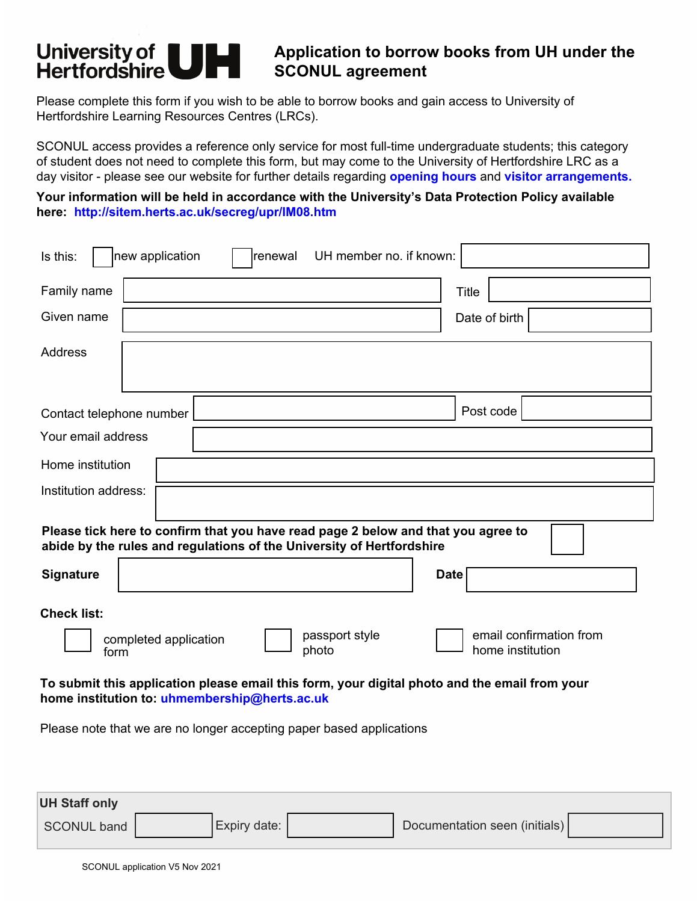University of Hertfordshire UH

# Application to borrow books from UH under the SCONUL agreement

Please complete this form if you wish to be able to borrow books and gain access to University of Hertfordshire Learning Resources Centres (LRCs).

SCONUL access provides a reference only service for most full-time undergraduate students; this category of student does not need to complete this form, but may come to the University of Hertfordshire LRC as a day visitor - please see our website for further details regarding **opening hours** and **visitor arrangements.**

**Your information will be held in accordance with the University's Data Protection Policy available here: http://sitem.herts.ac.uk/secreg/upr/IM08.htm**

Is this: ☐ new application ☐ renewal UH member no. if known: ____________

| | | | |
|---|---|---|---|
| Family name | | Title | |
| Given name | | Date of birth | |
| Address | | | |
| Contact telephone number | | Post code | |
| Your email address | | | |
| Home institution | | | |
| Institution address: | | | |

**Please tick here to confirm that you have read page 2 below and that you agree to abide by the rules and regulations of the University of Hertfordshire** ☐

**Signature** ____________ **Date** ____________

**Check list:**

☐ completed application form ☐ passport style photo ☐ email confirmation from home institution

**To submit this application please email this form, your digital photo and the email from your home institution to: uhmembership@herts.ac.uk**

Please note that we are no longer accepting paper based applications

**UH Staff only**

| SCONUL band | | Expiry date: | | Documentation seen (initials) | |
|---|---|---|---|---|---|

SCONUL application V5 Nov 2021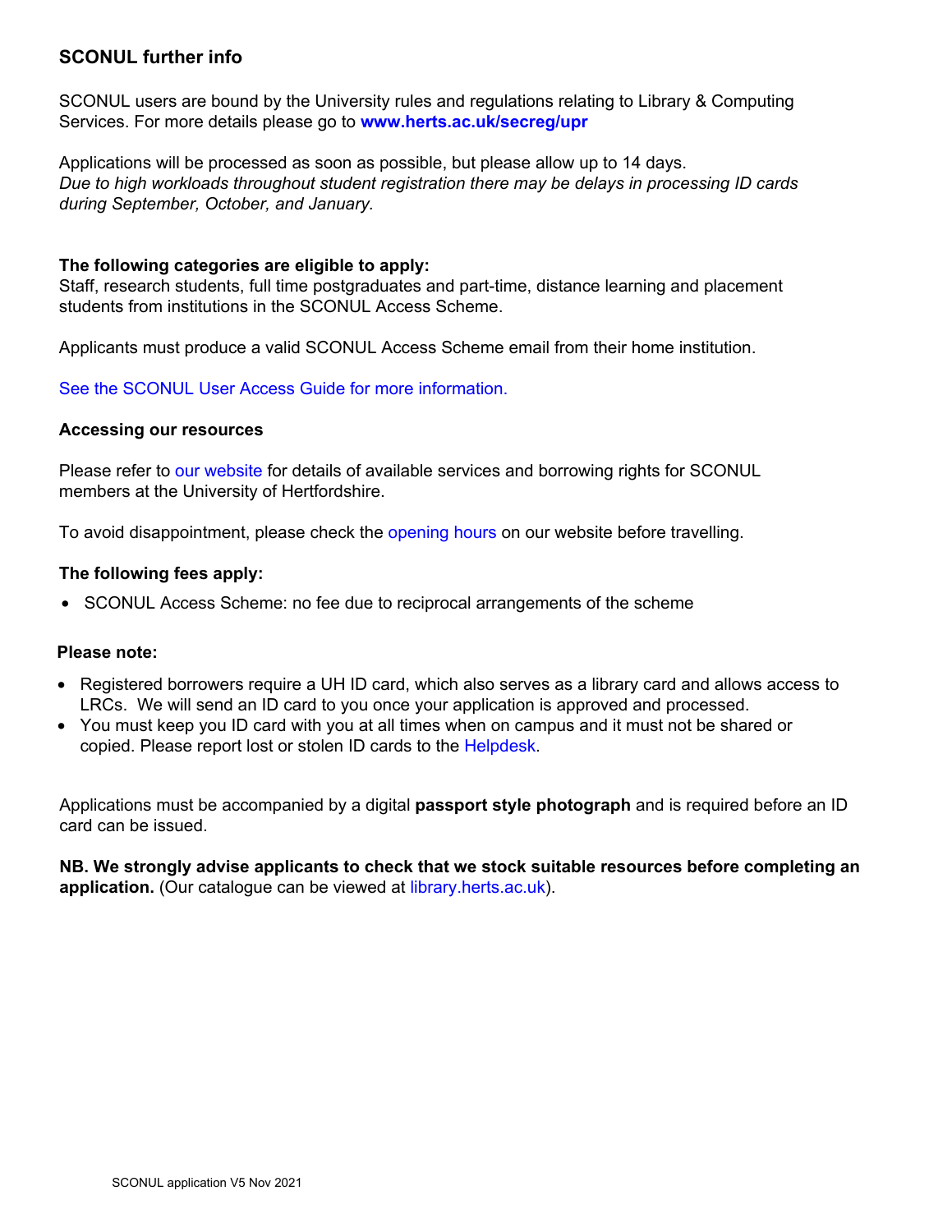## SCONUL further info

SCONUL users are bound by the University rules and regulations relating to Library & Computing Services. For more details please go to **www.herts.ac.uk/secreg/upr**

Applications will be processed as soon as possible, but please allow up to 14 days.
*Due to high workloads throughout student registration there may be delays in processing ID cards during September, October, and January.*

**The following categories are eligible to apply:**
Staff, research students, full time postgraduates and part-time, distance learning and placement students from institutions in the SCONUL Access Scheme.

Applicants must produce a valid SCONUL Access Scheme email from their home institution.

See the SCONUL User Access Guide for more information.

### Accessing our resources

Please refer to our website for details of available services and borrowing rights for SCONUL members at the University of Hertfordshire.

To avoid disappointment, please check the opening hours on our website before travelling.

### The following fees apply:

- SCONUL Access Scheme: no fee due to reciprocal arrangements of the scheme

### Please note:

- Registered borrowers require a UH ID card, which also serves as a library card and allows access to LRCs. We will send an ID card to you once your application is approved and processed.
- You must keep you ID card with you at all times when on campus and it must not be shared or copied. Please report lost or stolen ID cards to the Helpdesk.

Applications must be accompanied by a digital **passport style photograph** and is required before an ID card can be issued.

**NB. We strongly advise applicants to check that we stock suitable resources before completing an application.** (Our catalogue can be viewed at library.herts.ac.uk).

SCONUL application V5 Nov 2021